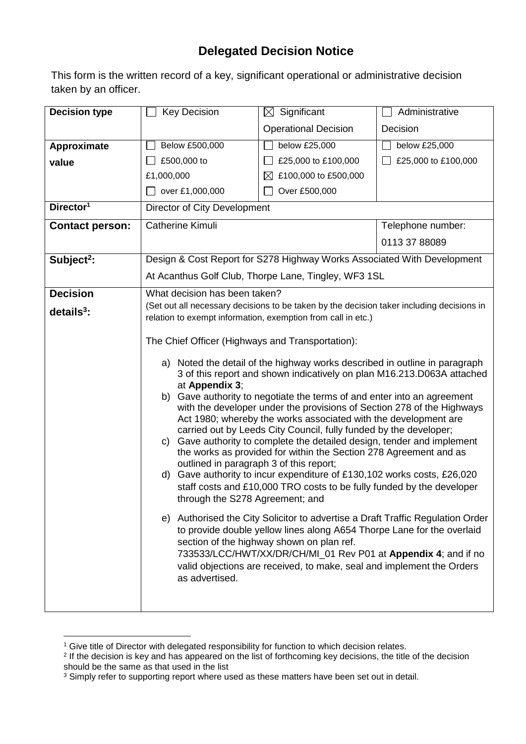# Delegated Decision Notice

This form is the written record of a key, significant operational or administrative decision taken by an officer.

| | | | |
|---|---|---|---|
| **Decision type** | ☐ Key Decision | ☒ Significant Operational Decision | ☐ Administrative Decision |
| **Approximate value** | ☐ Below £500,000<br>☐ £500,000 to £1,000,000<br>☐ over £1,000,000 | ☐ below £25,000<br>☐ £25,000 to £100,000<br>☒ £100,000 to £500,000<br>☐ Over £500,000 | ☐ below £25,000<br>☐ £25,000 to £100,000 |
| **Director**[1] | Director of City Development | | |
| **Contact person:** | Catherine Kimuli | | Telephone number:<br>0113 37 88089 |
| **Subject**[2]**:** | Design & Cost Report for S278 Highway Works Associated With Development At Acanthus Golf Club, Thorpe Lane, Tingley, WF3 1SL | | |
| **Decision details**[3]**:** | What decision has been taken?<br>(Set out all necessary decisions to be taken by the decision taker including decisions in relation to exempt information, exemption from call in etc.)<br><br>The Chief Officer (Highways and Transportation):<br><br>a) Noted the detail of the highway works described in outline in paragraph 3 of this report and shown indicatively on plan M16.213.D063A attached at **Appendix 3**;<br>b) Gave authority to negotiate the terms of and enter into an agreement with the developer under the provisions of Section 278 of the Highways Act 1980; whereby the works associated with the development are carried out by Leeds City Council, fully funded by the developer;<br>c) Gave authority to complete the detailed design, tender and implement the works as provided for within the Section 278 Agreement and as outlined in paragraph 3 of this report;<br>d) Gave authority to incur expenditure of £130,102 works costs, £26,020 staff costs and £10,000 TRO costs to be fully funded by the developer through the S278 Agreement; and<br><br>e) Authorised the City Solicitor to advertise a Draft Traffic Regulation Order to provide double yellow lines along A654 Thorpe Lane for the overlaid section of the highway shown on plan ref. 733533/LCC/HWT/XX/DR/CH/MI_01 Rev P01 at **Appendix 4**; and if no valid objections are received, to make, seal and implement the Orders as advertised. | | |

[1] Give title of Director with delegated responsibility for function to which decision relates.
[2] If the decision is key and has appeared on the list of forthcoming key decisions, the title of the decision should be the same as that used in the list
[3] Simply refer to supporting report where used as these matters have been set out in detail.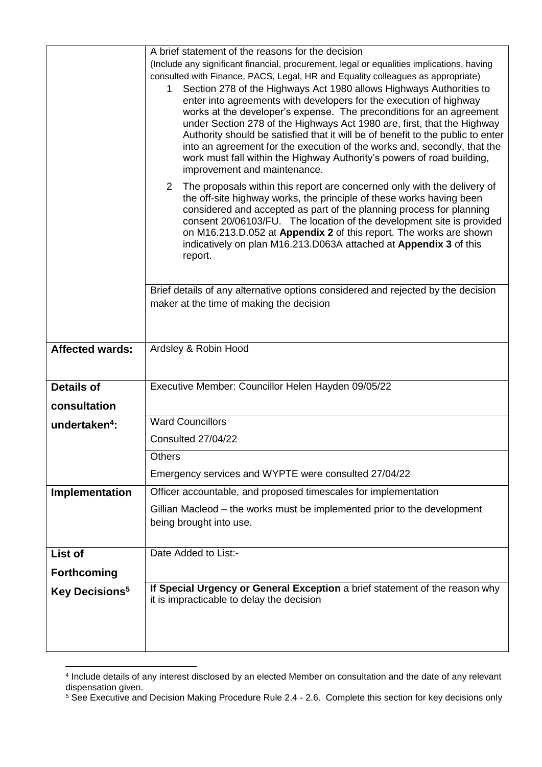| | |
|---|---|
| | A brief statement of the reasons for the decision<br>(Include any significant financial, procurement, legal or equalities implications, having consulted with Finance, PACS, Legal, HR and Equality colleagues as appropriate)<br>1 Section 278 of the Highways Act 1980 allows Highways Authorities to enter into agreements with developers for the execution of highway works at the developer's expense. The preconditions for an agreement under Section 278 of the Highways Act 1980 are, first, that the Highway Authority should be satisfied that it will be of benefit to the public to enter into an agreement for the execution of the works and, secondly, that the work must fall within the Highway Authority's powers of road building, improvement and maintenance.<br>2 The proposals within this report are concerned only with the delivery of the off-site highway works, the principle of these works having been considered and accepted as part of the planning process for planning consent 20/06103/FU. The location of the development site is provided on M16.213.D.052 at **Appendix 2** of this report. The works are shown indicatively on plan M16.213.D063A attached at **Appendix 3** of this report. |
| | Brief details of any alternative options considered and rejected by the decision maker at the time of making the decision |
| **Affected wards:** | Ardsley & Robin Hood |
| **Details of consultation undertaken[4]:** | Executive Member: Councillor Helen Hayden 09/05/22 |
| | Ward Councillors<br>Consulted 27/04/22 |
| | Others<br>Emergency services and WYPTE were consulted 27/04/22 |
| **Implementation** | Officer accountable, and proposed timescales for implementation<br>Gillian Macleod – the works must be implemented prior to the development being brought into use. |
| **List of Forthcoming Key Decisions[5]** | Date Added to List:- |
| | **If Special Urgency or General Exception** a brief statement of the reason why it is impracticable to delay the decision |

[4] Include details of any interest disclosed by an elected Member on consultation and the date of any relevant dispensation given.

[5] See Executive and Decision Making Procedure Rule 2.4 - 2.6. Complete this section for key decisions only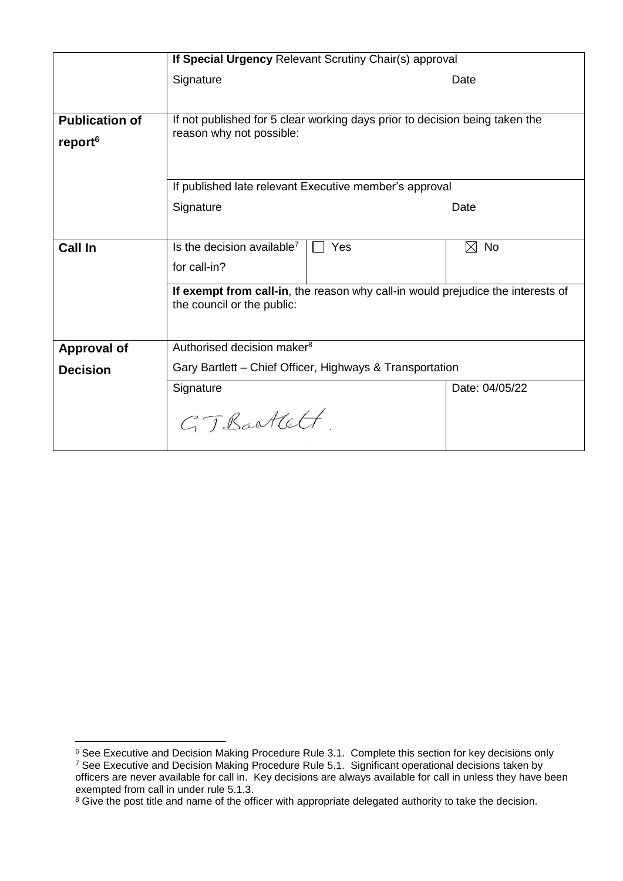| | | | |
|---|---|---|---|
| | **If Special Urgency** Relevant Scrutiny Chair(s) approval<br>Signature | | Date |
| **Publication of report**[6] | If not published for 5 clear working days prior to decision being taken the reason why not possible: | | |
| | If published late relevant Executive member's approval<br>Signature | | Date |
| **Call In** | Is the decision available[7] for call-in? | ☐ Yes | ☒ No |
| | **If exempt from call-in**, the reason why call-in would prejudice the interests of the council or the public: | | |
| **Approval of Decision** | Authorised decision maker[8]<br>Gary Bartlett – Chief Officer, Highways & Transportation | | |
| | Signature<br>G J Bartlett | | Date: 04/05/22 |

[6] See Executive and Decision Making Procedure Rule 3.1. Complete this section for key decisions only

[7] See Executive and Decision Making Procedure Rule 5.1. Significant operational decisions taken by officers are never available for call in. Key decisions are always available for call in unless they have been exempted from call in under rule 5.1.3.

[8] Give the post title and name of the officer with appropriate delegated authority to take the decision.